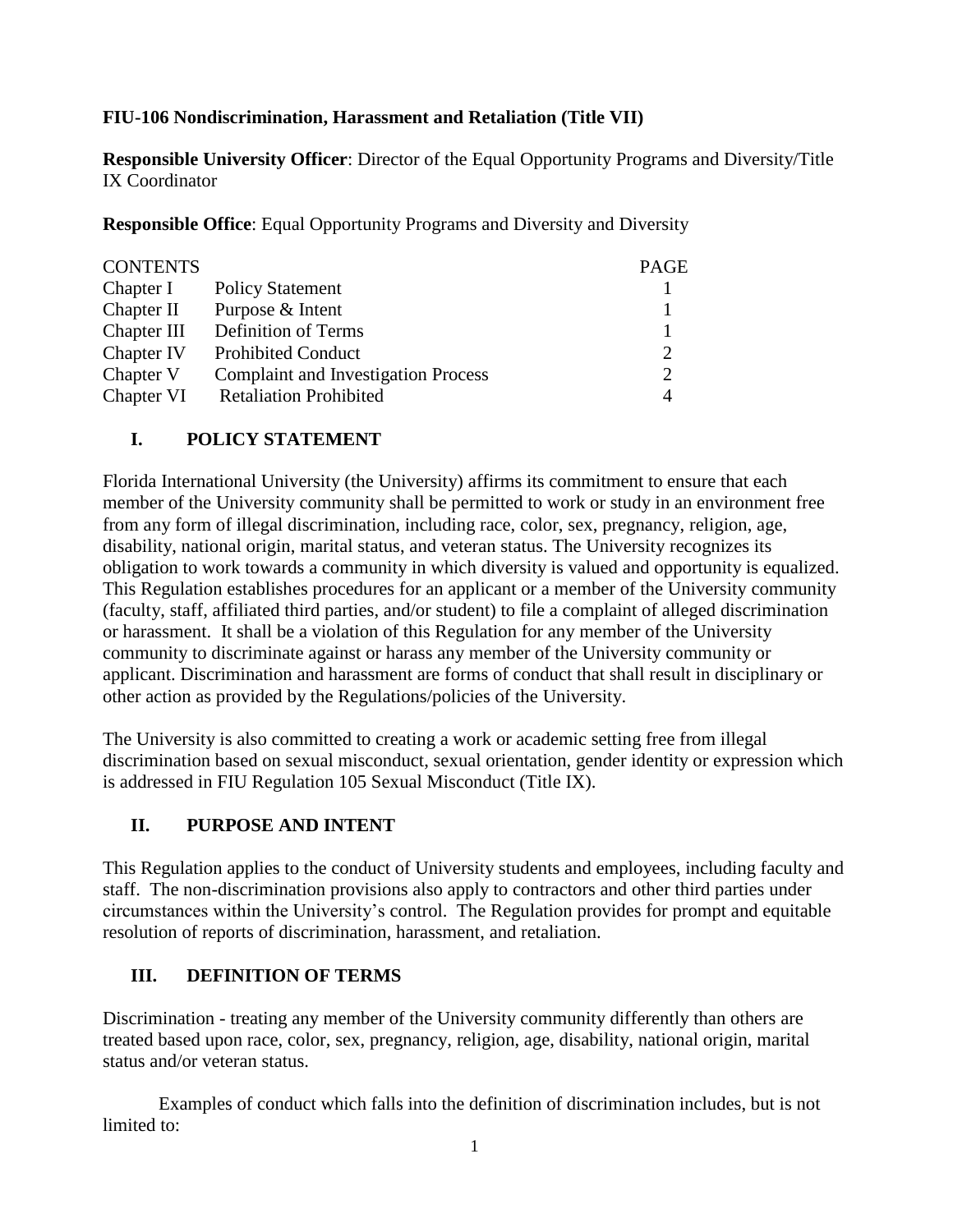**FIU-106 Nondiscrimination, Harassment and Retaliation (Title VII)**

**Responsible University Officer**: Director of the Equal Opportunity Programs and Diversity/Title IX Coordinator

**Responsible Office**: Equal Opportunity Programs and Diversity and Diversity

| CONTENTS | | PAGE |
|---|---|---|
| Chapter I | Policy Statement | 1 |
| Chapter II | Purpose & Intent | 1 |
| Chapter III | Definition of Terms | 1 |
| Chapter IV | Prohibited Conduct | 2 |
| Chapter V | Complaint and Investigation Process | 2 |
| Chapter VI | Retaliation Prohibited | 4 |

## I. POLICY STATEMENT

Florida International University (the University) affirms its commitment to ensure that each member of the University community shall be permitted to work or study in an environment free from any form of illegal discrimination, including race, color, sex, pregnancy, religion, age, disability, national origin, marital status, and veteran status. The University recognizes its obligation to work towards a community in which diversity is valued and opportunity is equalized. This Regulation establishes procedures for an applicant or a member of the University community (faculty, staff, affiliated third parties, and/or student) to file a complaint of alleged discrimination or harassment. It shall be a violation of this Regulation for any member of the University community to discriminate against or harass any member of the University community or applicant. Discrimination and harassment are forms of conduct that shall result in disciplinary or other action as provided by the Regulations/policies of the University.

The University is also committed to creating a work or academic setting free from illegal discrimination based on sexual misconduct, sexual orientation, gender identity or expression which is addressed in FIU Regulation 105 Sexual Misconduct (Title IX).

## II. PURPOSE AND INTENT

This Regulation applies to the conduct of University students and employees, including faculty and staff. The non-discrimination provisions also apply to contractors and other third parties under circumstances within the University's control. The Regulation provides for prompt and equitable resolution of reports of discrimination, harassment, and retaliation.

## III. DEFINITION OF TERMS

Discrimination - treating any member of the University community differently than others are treated based upon race, color, sex, pregnancy, religion, age, disability, national origin, marital status and/or veteran status.

Examples of conduct which falls into the definition of discrimination includes, but is not limited to: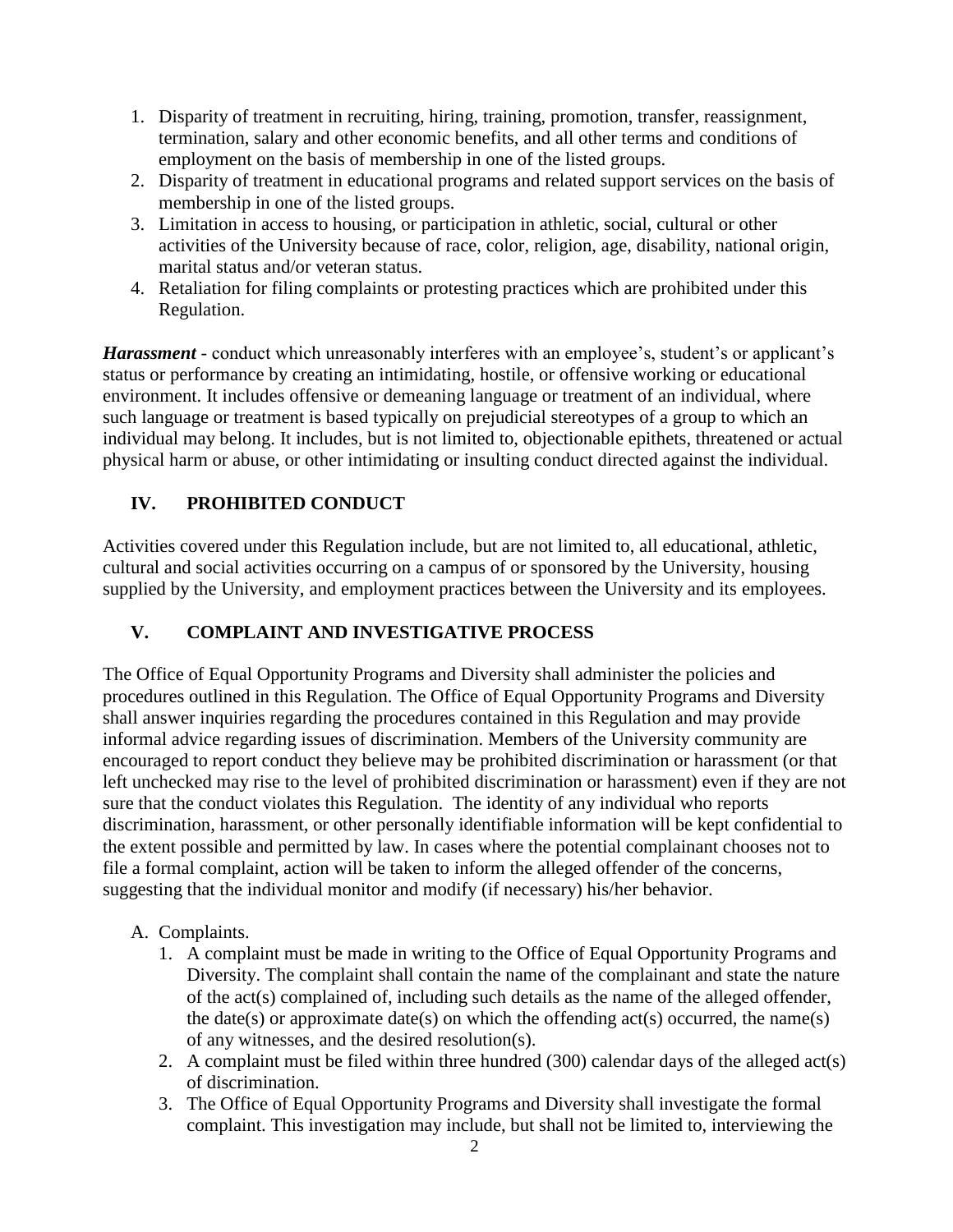1. Disparity of treatment in recruiting, hiring, training, promotion, transfer, reassignment, termination, salary and other economic benefits, and all other terms and conditions of employment on the basis of membership in one of the listed groups.
2. Disparity of treatment in educational programs and related support services on the basis of membership in one of the listed groups.
3. Limitation in access to housing, or participation in athletic, social, cultural or other activities of the University because of race, color, religion, age, disability, national origin, marital status and/or veteran status.
4. Retaliation for filing complaints or protesting practices which are prohibited under this Regulation.

***Harassment*** - conduct which unreasonably interferes with an employee's, student's or applicant's status or performance by creating an intimidating, hostile, or offensive working or educational environment. It includes offensive or demeaning language or treatment of an individual, where such language or treatment is based typically on prejudicial stereotypes of a group to which an individual may belong. It includes, but is not limited to, objectionable epithets, threatened or actual physical harm or abuse, or other intimidating or insulting conduct directed against the individual.

## IV. PROHIBITED CONDUCT

Activities covered under this Regulation include, but are not limited to, all educational, athletic, cultural and social activities occurring on a campus of or sponsored by the University, housing supplied by the University, and employment practices between the University and its employees.

## V. COMPLAINT AND INVESTIGATIVE PROCESS

The Office of Equal Opportunity Programs and Diversity shall administer the policies and procedures outlined in this Regulation. The Office of Equal Opportunity Programs and Diversity shall answer inquiries regarding the procedures contained in this Regulation and may provide informal advice regarding issues of discrimination. Members of the University community are encouraged to report conduct they believe may be prohibited discrimination or harassment (or that left unchecked may rise to the level of prohibited discrimination or harassment) even if they are not sure that the conduct violates this Regulation. The identity of any individual who reports discrimination, harassment, or other personally identifiable information will be kept confidential to the extent possible and permitted by law. In cases where the potential complainant chooses not to file a formal complaint, action will be taken to inform the alleged offender of the concerns, suggesting that the individual monitor and modify (if necessary) his/her behavior.

A. Complaints.
   1. A complaint must be made in writing to the Office of Equal Opportunity Programs and Diversity. The complaint shall contain the name of the complainant and state the nature of the act(s) complained of, including such details as the name of the alleged offender, the date(s) or approximate date(s) on which the offending act(s) occurred, the name(s) of any witnesses, and the desired resolution(s).
   2. A complaint must be filed within three hundred (300) calendar days of the alleged act(s) of discrimination.
   3. The Office of Equal Opportunity Programs and Diversity shall investigate the formal complaint. This investigation may include, but shall not be limited to, interviewing the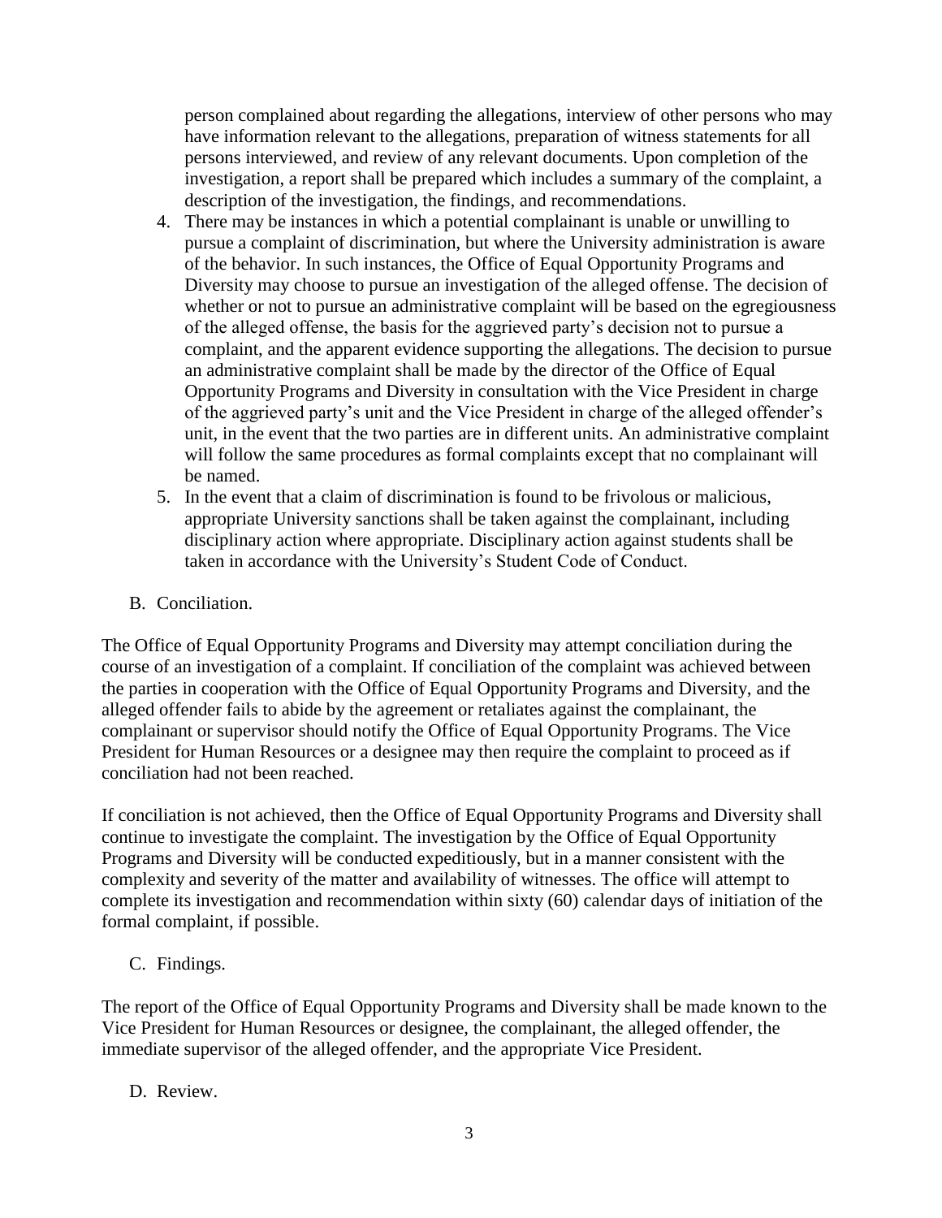person complained about regarding the allegations, interview of other persons who may have information relevant to the allegations, preparation of witness statements for all persons interviewed, and review of any relevant documents. Upon completion of the investigation, a report shall be prepared which includes a summary of the complaint, a description of the investigation, the findings, and recommendations.

4. There may be instances in which a potential complainant is unable or unwilling to pursue a complaint of discrimination, but where the University administration is aware of the behavior. In such instances, the Office of Equal Opportunity Programs and Diversity may choose to pursue an investigation of the alleged offense. The decision of whether or not to pursue an administrative complaint will be based on the egregiousness of the alleged offense, the basis for the aggrieved party's decision not to pursue a complaint, and the apparent evidence supporting the allegations. The decision to pursue an administrative complaint shall be made by the director of the Office of Equal Opportunity Programs and Diversity in consultation with the Vice President in charge of the aggrieved party's unit and the Vice President in charge of the alleged offender's unit, in the event that the two parties are in different units. An administrative complaint will follow the same procedures as formal complaints except that no complainant will be named.
5. In the event that a claim of discrimination is found to be frivolous or malicious, appropriate University sanctions shall be taken against the complainant, including disciplinary action where appropriate. Disciplinary action against students shall be taken in accordance with the University's Student Code of Conduct.

B. Conciliation.

The Office of Equal Opportunity Programs and Diversity may attempt conciliation during the course of an investigation of a complaint. If conciliation of the complaint was achieved between the parties in cooperation with the Office of Equal Opportunity Programs and Diversity, and the alleged offender fails to abide by the agreement or retaliates against the complainant, the complainant or supervisor should notify the Office of Equal Opportunity Programs. The Vice President for Human Resources or a designee may then require the complaint to proceed as if conciliation had not been reached.

If conciliation is not achieved, then the Office of Equal Opportunity Programs and Diversity shall continue to investigate the complaint. The investigation by the Office of Equal Opportunity Programs and Diversity will be conducted expeditiously, but in a manner consistent with the complexity and severity of the matter and availability of witnesses. The office will attempt to complete its investigation and recommendation within sixty (60) calendar days of initiation of the formal complaint, if possible.

C. Findings.

The report of the Office of Equal Opportunity Programs and Diversity shall be made known to the Vice President for Human Resources or designee, the complainant, the alleged offender, the immediate supervisor of the alleged offender, and the appropriate Vice President.

D. Review.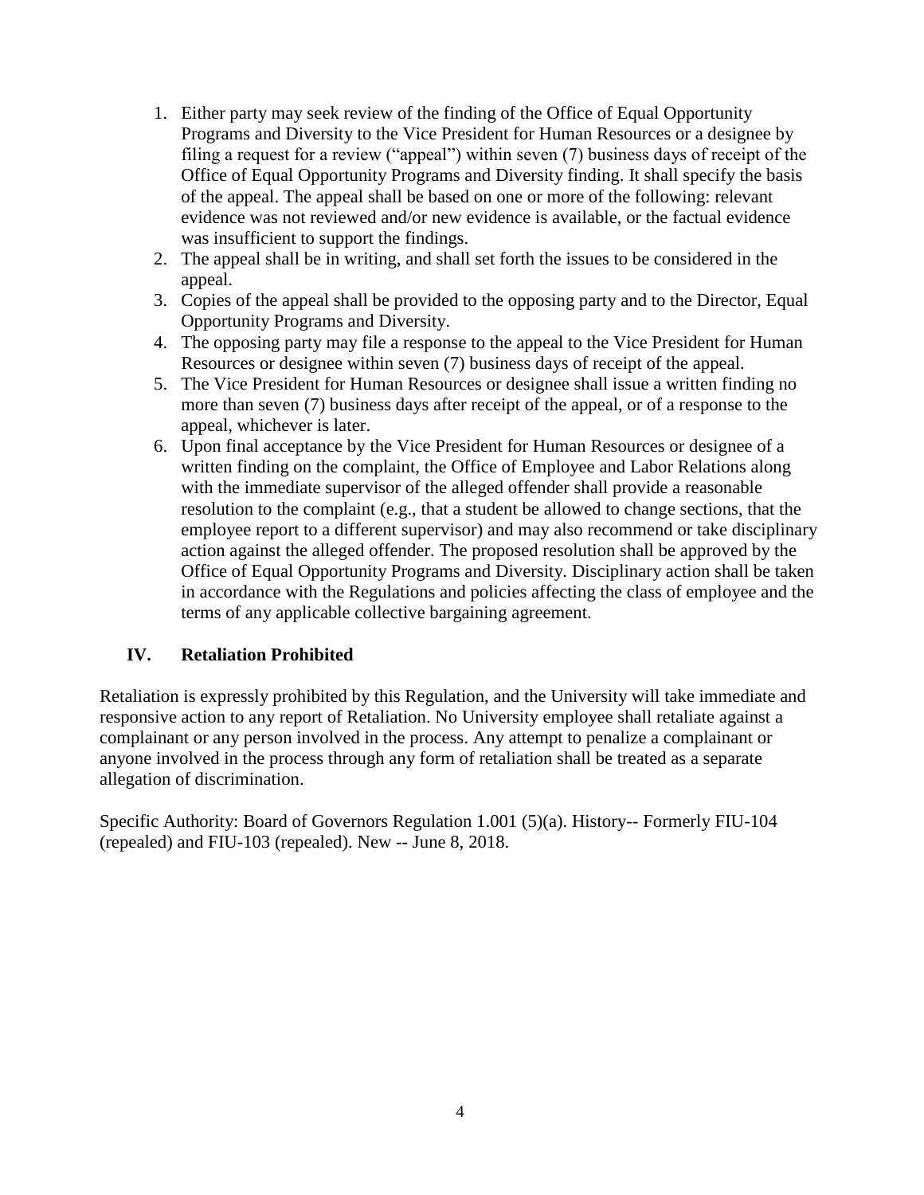1. Either party may seek review of the finding of the Office of Equal Opportunity Programs and Diversity to the Vice President for Human Resources or a designee by filing a request for a review ("appeal") within seven (7) business days of receipt of the Office of Equal Opportunity Programs and Diversity finding. It shall specify the basis of the appeal. The appeal shall be based on one or more of the following: relevant evidence was not reviewed and/or new evidence is available, or the factual evidence was insufficient to support the findings.
2. The appeal shall be in writing, and shall set forth the issues to be considered in the appeal.
3. Copies of the appeal shall be provided to the opposing party and to the Director, Equal Opportunity Programs and Diversity.
4. The opposing party may file a response to the appeal to the Vice President for Human Resources or designee within seven (7) business days of receipt of the appeal.
5. The Vice President for Human Resources or designee shall issue a written finding no more than seven (7) business days after receipt of the appeal, or of a response to the appeal, whichever is later.
6. Upon final acceptance by the Vice President for Human Resources or designee of a written finding on the complaint, the Office of Employee and Labor Relations along with the immediate supervisor of the alleged offender shall provide a reasonable resolution to the complaint (e.g., that a student be allowed to change sections, that the employee report to a different supervisor) and may also recommend or take disciplinary action against the alleged offender. The proposed resolution shall be approved by the Office of Equal Opportunity Programs and Diversity. Disciplinary action shall be taken in accordance with the Regulations and policies affecting the class of employee and the terms of any applicable collective bargaining agreement.

## IV. Retaliation Prohibited

Retaliation is expressly prohibited by this Regulation, and the University will take immediate and responsive action to any report of Retaliation. No University employee shall retaliate against a complainant or any person involved in the process. Any attempt to penalize a complainant or anyone involved in the process through any form of retaliation shall be treated as a separate allegation of discrimination.

Specific Authority: Board of Governors Regulation 1.001 (5)(a). History-- Formerly FIU-104 (repealed) and FIU-103 (repealed). New -- June 8, 2018.